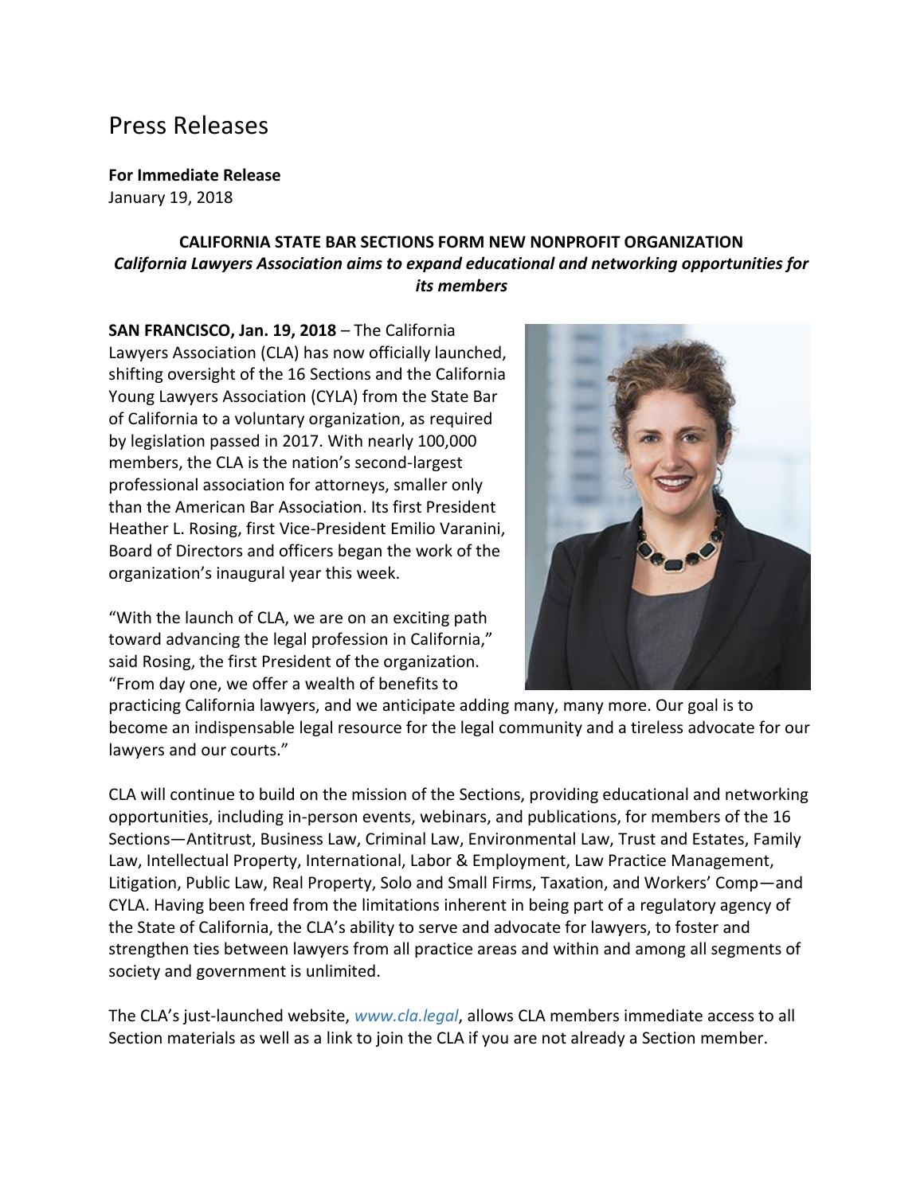# Press Releases

**For Immediate Release**
January 19, 2018

**CALIFORNIA STATE BAR SECTIONS FORM NEW NONPROFIT ORGANIZATION**
***California Lawyers Association aims to expand educational and networking opportunities for its members***

**SAN FRANCISCO, Jan. 19, 2018** – The California Lawyers Association (CLA) has now officially launched, shifting oversight of the 16 Sections and the California Young Lawyers Association (CYLA) from the State Bar of California to a voluntary organization, as required by legislation passed in 2017. With nearly 100,000 members, the CLA is the nation's second-largest professional association for attorneys, smaller only than the American Bar Association. Its first President Heather L. Rosing, first Vice-President Emilio Varanini, Board of Directors and officers began the work of the organization's inaugural year this week.

"With the launch of CLA, we are on an exciting path toward advancing the legal profession in California," said Rosing, the first President of the organization. "From day one, we offer a wealth of benefits to practicing California lawyers, and we anticipate adding many, many more. Our goal is to become an indispensable legal resource for the legal community and a tireless advocate for our lawyers and our courts."

CLA will continue to build on the mission of the Sections, providing educational and networking opportunities, including in-person events, webinars, and publications, for members of the 16 Sections—Antitrust, Business Law, Criminal Law, Environmental Law, Trust and Estates, Family Law, Intellectual Property, International, Labor & Employment, Law Practice Management, Litigation, Public Law, Real Property, Solo and Small Firms, Taxation, and Workers' Comp—and CYLA. Having been freed from the limitations inherent in being part of a regulatory agency of the State of California, the CLA's ability to serve and advocate for lawyers, to foster and strengthen ties between lawyers from all practice areas and within and among all segments of society and government is unlimited.

The CLA's just-launched website, *www.cla.legal*, allows CLA members immediate access to all Section materials as well as a link to join the CLA if you are not already a Section member.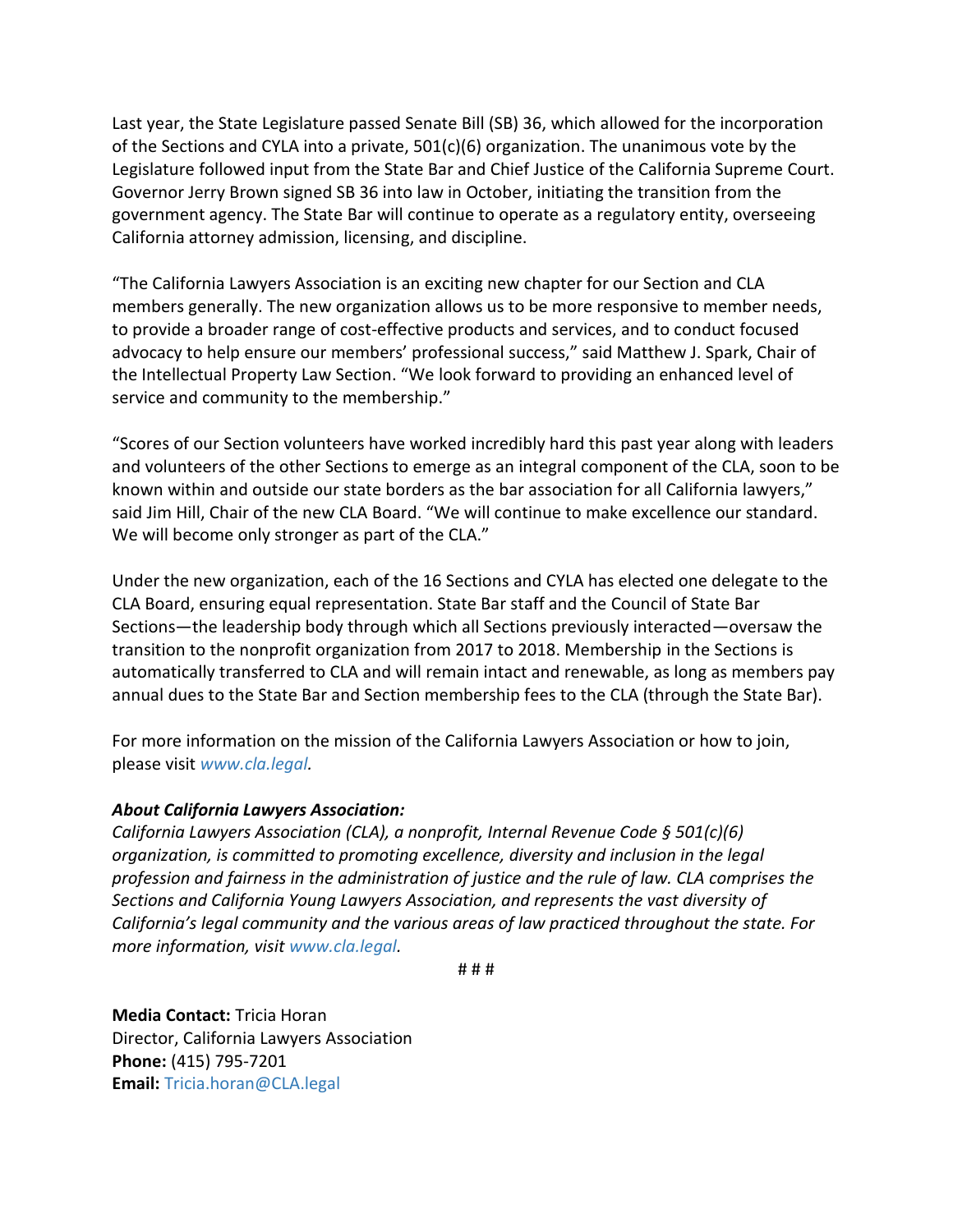Last year, the State Legislature passed Senate Bill (SB) 36, which allowed for the incorporation of the Sections and CYLA into a private, 501(c)(6) organization. The unanimous vote by the Legislature followed input from the State Bar and Chief Justice of the California Supreme Court. Governor Jerry Brown signed SB 36 into law in October, initiating the transition from the government agency. The State Bar will continue to operate as a regulatory entity, overseeing California attorney admission, licensing, and discipline.

"The California Lawyers Association is an exciting new chapter for our Section and CLA members generally. The new organization allows us to be more responsive to member needs, to provide a broader range of cost-effective products and services, and to conduct focused advocacy to help ensure our members' professional success," said Matthew J. Spark, Chair of the Intellectual Property Law Section. "We look forward to providing an enhanced level of service and community to the membership."

"Scores of our Section volunteers have worked incredibly hard this past year along with leaders and volunteers of the other Sections to emerge as an integral component of the CLA, soon to be known within and outside our state borders as the bar association for all California lawyers," said Jim Hill, Chair of the new CLA Board. "We will continue to make excellence our standard. We will become only stronger as part of the CLA."

Under the new organization, each of the 16 Sections and CYLA has elected one delegate to the CLA Board, ensuring equal representation. State Bar staff and the Council of State Bar Sections—the leadership body through which all Sections previously interacted—oversaw the transition to the nonprofit organization from 2017 to 2018. Membership in the Sections is automatically transferred to CLA and will remain intact and renewable, as long as members pay annual dues to the State Bar and Section membership fees to the CLA (through the State Bar).

For more information on the mission of the California Lawyers Association or how to join, please visit *www.cla.legal.*

***About California Lawyers Association:***
*California Lawyers Association (CLA), a nonprofit, Internal Revenue Code § 501(c)(6) organization, is committed to promoting excellence, diversity and inclusion in the legal profession and fairness in the administration of justice and the rule of law. CLA comprises the Sections and California Young Lawyers Association, and represents the vast diversity of California's legal community and the various areas of law practiced throughout the state. For more information, visit www.cla.legal.*

# # #

**Media Contact:** Tricia Horan
Director, California Lawyers Association
**Phone:** (415) 795-7201
**Email:** Tricia.horan@CLA.legal